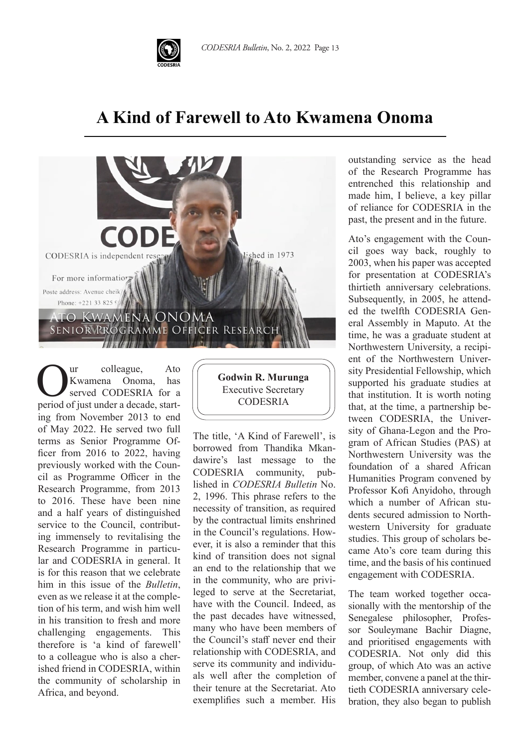// A Kind of Farewell to Ato Kwamena Onoma

**Godwin R. Murunga**
Executive Secretary
CODESRIA

Our colleague, Ato Kwamena Onoma, has served CODESRIA for a period of just under a decade, starting from November 2013 to end of May 2022. He served two full terms as Senior Programme Officer from 2016 to 2022, having previously worked with the Council as Programme Officer in the Research Programme, from 2013 to 2016. These have been nine and a half years of distinguished service to the Council, contributing immensely to revitalising the Research Programme in particular and CODESRIA in general. It is for this reason that we celebrate him in this issue of the *Bulletin*, even as we release it at the completion of his term, and wish him well in his transition to fresh and more challenging engagements. This therefore is 'a kind of farewell' to a colleague who is also a cherished friend in CODESRIA, within the community of scholarship in Africa, and beyond.

The title, 'A Kind of Farewell', is borrowed from Thandika Mkandawire's last message to the CODESRIA community, published in *CODESRIA Bulletin* No. 2, 1996. This phrase refers to the necessity of transition, as required by the contractual limits enshrined in the Council's regulations. However, it is also a reminder that this kind of transition does not signal an end to the relationship that we in the community, who are privileged to serve at the Secretariat, have with the Council. Indeed, as the past decades have witnessed, many who have been members of the Council's staff never end their relationship with CODESRIA, and serve its community and individuals well after the completion of their tenure at the Secretariat. Ato exemplifies such a member. His outstanding service as the head of the Research Programme has entrenched this relationship and made him, I believe, a key pillar of reliance for CODESRIA in the past, the present and in the future.

Ato's engagement with the Council goes way back, roughly to 2003, when his paper was accepted for presentation at CODESRIA's thirtieth anniversary celebrations. Subsequently, in 2005, he attended the twelfth CODESRIA General Assembly in Maputo. At the time, he was a graduate student at Northwestern University, a recipient of the Northwestern University Presidential Fellowship, which supported his graduate studies at that institution. It is worth noting that, at the time, a partnership between CODESRIA, the University of Ghana-Legon and the Program of African Studies (PAS) at Northwestern University was the foundation of a shared African Humanities Program convened by Professor Kofi Anyidoho, through which a number of African students secured admission to Northwestern University for graduate studies. This group of scholars became Ato's core team during this time, and the basis of his continued engagement with CODESRIA.

The team worked together occasionally with the mentorship of the Senegalese philosopher, Professor Souleymane Bachir Diagne, and prioritised engagements with CODESRIA. Not only did this group, of which Ato was an active member, convene a panel at the thirtieth CODESRIA anniversary celebration, they also began to publish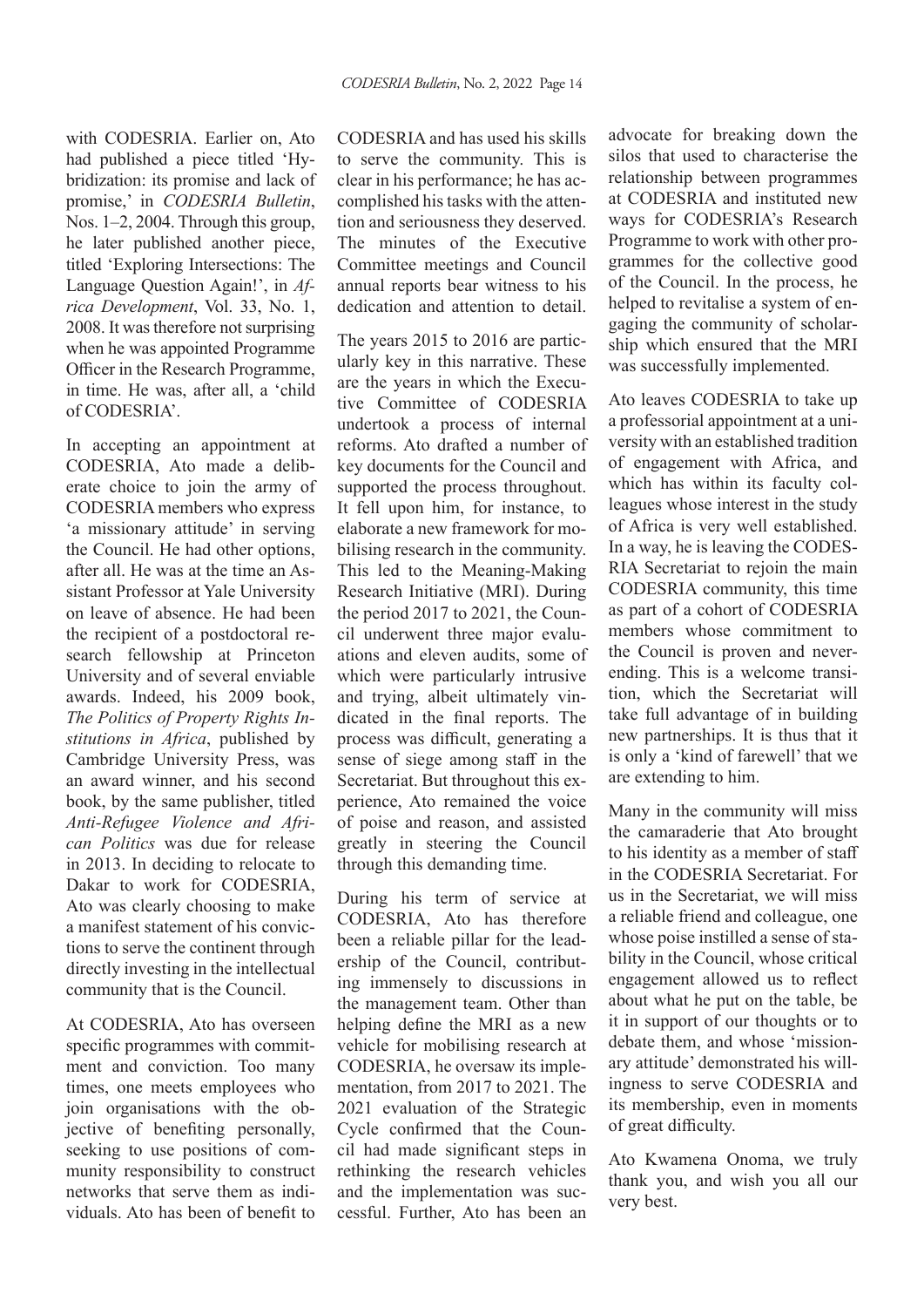with CODESRIA. Earlier on, Ato had published a piece titled 'Hybridization: its promise and lack of promise,' in *CODESRIA Bulletin*, Nos. 1–2, 2004. Through this group, he later published another piece, titled 'Exploring Intersections: The Language Question Again!', in *Africa Development*, Vol. 33, No. 1, 2008. It was therefore not surprising when he was appointed Programme Officer in the Research Programme, in time. He was, after all, a 'child of CODESRIA'.

In accepting an appointment at CODESRIA, Ato made a deliberate choice to join the army of CODESRIA members who express 'a missionary attitude' in serving the Council. He had other options, after all. He was at the time an Assistant Professor at Yale University on leave of absence. He had been the recipient of a postdoctoral research fellowship at Princeton University and of several enviable awards. Indeed, his 2009 book, *The Politics of Property Rights Institutions in Africa*, published by Cambridge University Press, was an award winner, and his second book, by the same publisher, titled *Anti-Refugee Violence and African Politics* was due for release in 2013. In deciding to relocate to Dakar to work for CODESRIA, Ato was clearly choosing to make a manifest statement of his convictions to serve the continent through directly investing in the intellectual community that is the Council.

At CODESRIA, Ato has overseen specific programmes with commitment and conviction. Too many times, one meets employees who join organisations with the objective of benefiting personally, seeking to use positions of community responsibility to construct networks that serve them as individuals. Ato has been of benefit to CODESRIA and has used his skills to serve the community. This is clear in his performance; he has accomplished his tasks with the attention and seriousness they deserved. The minutes of the Executive Committee meetings and Council annual reports bear witness to his dedication and attention to detail.

The years 2015 to 2016 are particularly key in this narrative. These are the years in which the Executive Committee of CODESRIA undertook a process of internal reforms. Ato drafted a number of key documents for the Council and supported the process throughout. It fell upon him, for instance, to elaborate a new framework for mobilising research in the community. This led to the Meaning-Making Research Initiative (MRI). During the period 2017 to 2021, the Council underwent three major evaluations and eleven audits, some of which were particularly intrusive and trying, albeit ultimately vindicated in the final reports. The process was difficult, generating a sense of siege among staff in the Secretariat. But throughout this experience, Ato remained the voice of poise and reason, and assisted greatly in steering the Council through this demanding time.

During his term of service at CODESRIA, Ato has therefore been a reliable pillar for the leadership of the Council, contributing immensely to discussions in the management team. Other than helping define the MRI as a new vehicle for mobilising research at CODESRIA, he oversaw its implementation, from 2017 to 2021. The 2021 evaluation of the Strategic Cycle confirmed that the Council had made significant steps in rethinking the research vehicles and the implementation was successful. Further, Ato has been an advocate for breaking down the silos that used to characterise the relationship between programmes at CODESRIA and instituted new ways for CODESRIA's Research Programme to work with other programmes for the collective good of the Council. In the process, he helped to revitalise a system of engaging the community of scholarship which ensured that the MRI was successfully implemented.

Ato leaves CODESRIA to take up a professorial appointment at a university with an established tradition of engagement with Africa, and which has within its faculty colleagues whose interest in the study of Africa is very well established. In a way, he is leaving the CODESRIA Secretariat to rejoin the main CODESRIA community, this time as part of a cohort of CODESRIA members whose commitment to the Council is proven and never-ending. This is a welcome transition, which the Secretariat will take full advantage of in building new partnerships. It is thus that it is only a 'kind of farewell' that we are extending to him.

Many in the community will miss the camaraderie that Ato brought to his identity as a member of staff in the CODESRIA Secretariat. For us in the Secretariat, we will miss a reliable friend and colleague, one whose poise instilled a sense of stability in the Council, whose critical engagement allowed us to reflect about what he put on the table, be it in support of our thoughts or to debate them, and whose 'missionary attitude' demonstrated his willingness to serve CODESRIA and its membership, even in moments of great difficulty.

Ato Kwamena Onoma, we truly thank you, and wish you all our very best.